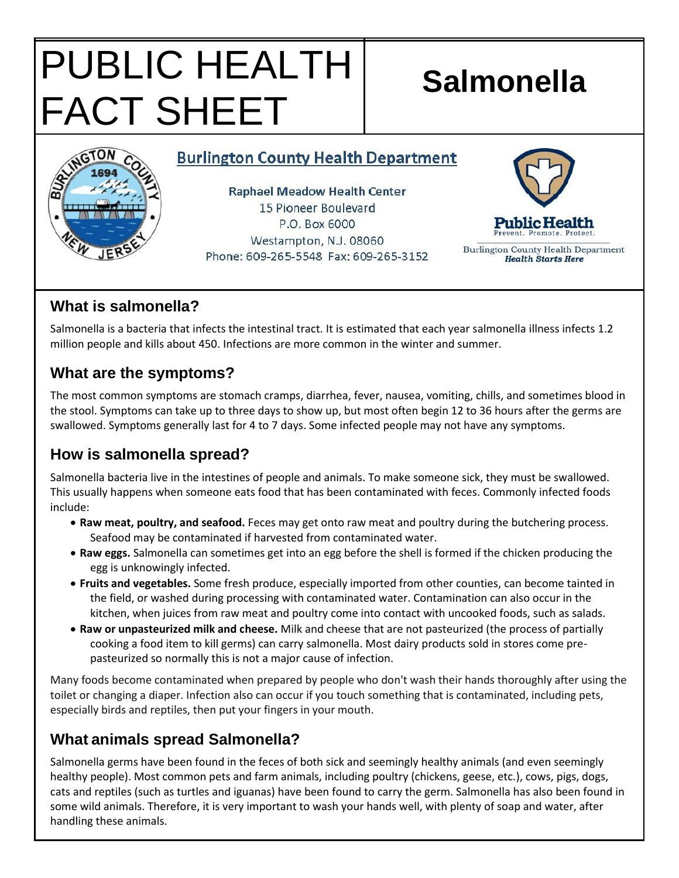# PUBLIC HEALTH FACT SHEET

# Salmonella

**Burlington County Health Department**

**Raphael Meadow Health Center**
15 Pioneer Boulevard
P.O. Box 6000
Westampton, N.J. 08060
Phone: 609-265-5548 Fax: 609-265-3152

**Public Health**
Prevent. Promote. Protect.
Burlington County Health Department
***Health Starts Here***

## What is salmonella?

Salmonella is a bacteria that infects the intestinal tract. It is estimated that each year salmonella illness infects 1.2 million people and kills about 450. Infections are more common in the winter and summer.

## What are the symptoms?

The most common symptoms are stomach cramps, diarrhea, fever, nausea, vomiting, chills, and sometimes blood in the stool. Symptoms can take up to three days to show up, but most often begin 12 to 36 hours after the germs are swallowed. Symptoms generally last for 4 to 7 days. Some infected people may not have any symptoms.

## How is salmonella spread?

Salmonella bacteria live in the intestines of people and animals. To make someone sick, they must be swallowed. This usually happens when someone eats food that has been contaminated with feces. Commonly infected foods include:

- **Raw meat, poultry, and seafood.** Feces may get onto raw meat and poultry during the butchering process. Seafood may be contaminated if harvested from contaminated water.
- **Raw eggs.** Salmonella can sometimes get into an egg before the shell is formed if the chicken producing the egg is unknowingly infected.
- **Fruits and vegetables.** Some fresh produce, especially imported from other counties, can become tainted in the field, or washed during processing with contaminated water. Contamination can also occur in the kitchen, when juices from raw meat and poultry come into contact with uncooked foods, such as salads.
- **Raw or unpasteurized milk and cheese.** Milk and cheese that are not pasteurized (the process of partially cooking a food item to kill germs) can carry salmonella. Most dairy products sold in stores come pre-pasteurized so normally this is not a major cause of infection.

Many foods become contaminated when prepared by people who don't wash their hands thoroughly after using the toilet or changing a diaper. Infection also can occur if you touch something that is contaminated, including pets, especially birds and reptiles, then put your fingers in your mouth.

## What animals spread Salmonella?

Salmonella germs have been found in the feces of both sick and seemingly healthy animals (and even seemingly healthy people). Most common pets and farm animals, including poultry (chickens, geese, etc.), cows, pigs, dogs, cats and reptiles (such as turtles and iguanas) have been found to carry the germ. Salmonella has also been found in some wild animals. Therefore, it is very important to wash your hands well, with plenty of soap and water, after handling these animals.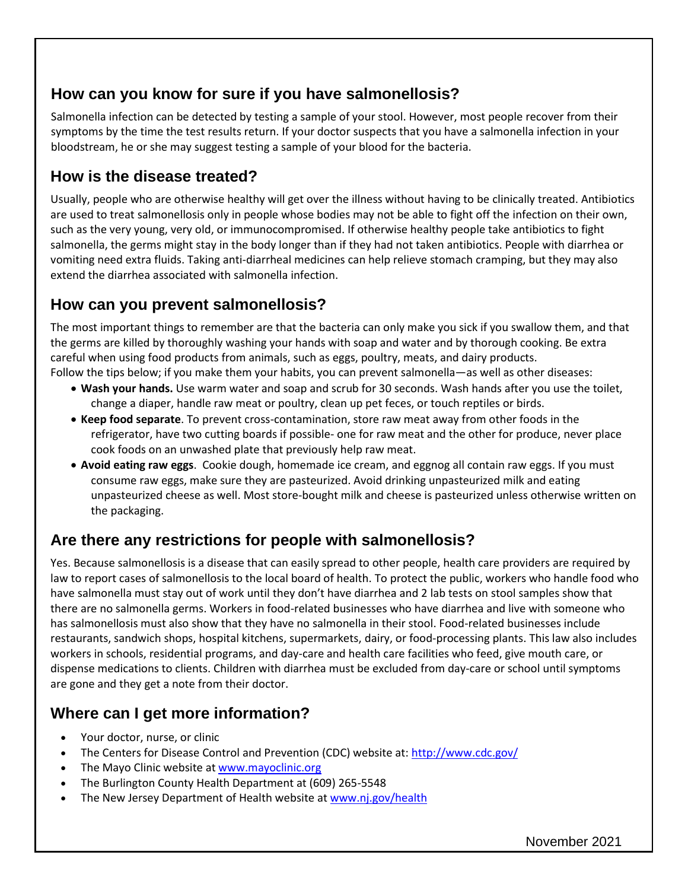## How can you know for sure if you have salmonellosis?

Salmonella infection can be detected by testing a sample of your stool. However, most people recover from their symptoms by the time the test results return. If your doctor suspects that you have a salmonella infection in your bloodstream, he or she may suggest testing a sample of your blood for the bacteria.

## How is the disease treated?

Usually, people who are otherwise healthy will get over the illness without having to be clinically treated. Antibiotics are used to treat salmonellosis only in people whose bodies may not be able to fight off the infection on their own, such as the very young, very old, or immunocompromised. If otherwise healthy people take antibiotics to fight salmonella, the germs might stay in the body longer than if they had not taken antibiotics. People with diarrhea or vomiting need extra fluids. Taking anti-diarrheal medicines can help relieve stomach cramping, but they may also extend the diarrhea associated with salmonella infection.

## How can you prevent salmonellosis?

The most important things to remember are that the bacteria can only make you sick if you swallow them, and that the germs are killed by thoroughly washing your hands with soap and water and by thorough cooking. Be extra careful when using food products from animals, such as eggs, poultry, meats, and dairy products.
Follow the tips below; if you make them your habits, you can prevent salmonella—as well as other diseases:

- **Wash your hands.** Use warm water and soap and scrub for 30 seconds. Wash hands after you use the toilet, change a diaper, handle raw meat or poultry, clean up pet feces, or touch reptiles or birds.
- **Keep food separate**. To prevent cross-contamination, store raw meat away from other foods in the refrigerator, have two cutting boards if possible- one for raw meat and the other for produce, never place cook foods on an unwashed plate that previously help raw meat.
- **Avoid eating raw eggs**. Cookie dough, homemade ice cream, and eggnog all contain raw eggs. If you must consume raw eggs, make sure they are pasteurized. Avoid drinking unpasteurized milk and eating unpasteurized cheese as well. Most store-bought milk and cheese is pasteurized unless otherwise written on the packaging.

## Are there any restrictions for people with salmonellosis?

Yes. Because salmonellosis is a disease that can easily spread to other people, health care providers are required by law to report cases of salmonellosis to the local board of health. To protect the public, workers who handle food who have salmonella must stay out of work until they don't have diarrhea and 2 lab tests on stool samples show that there are no salmonella germs. Workers in food-related businesses who have diarrhea and live with someone who has salmonellosis must also show that they have no salmonella in their stool. Food-related businesses include restaurants, sandwich shops, hospital kitchens, supermarkets, dairy, or food-processing plants. This law also includes workers in schools, residential programs, and day-care and health care facilities who feed, give mouth care, or dispense medications to clients. Children with diarrhea must be excluded from day-care or school until symptoms are gone and they get a note from their doctor.

## Where can I get more information?

- Your doctor, nurse, or clinic
- The Centers for Disease Control and Prevention (CDC) website at: http://www.cdc.gov/
- The Mayo Clinic website at www.mayoclinic.org
- The Burlington County Health Department at (609) 265-5548
- The New Jersey Department of Health website at www.nj.gov/health

November 2021